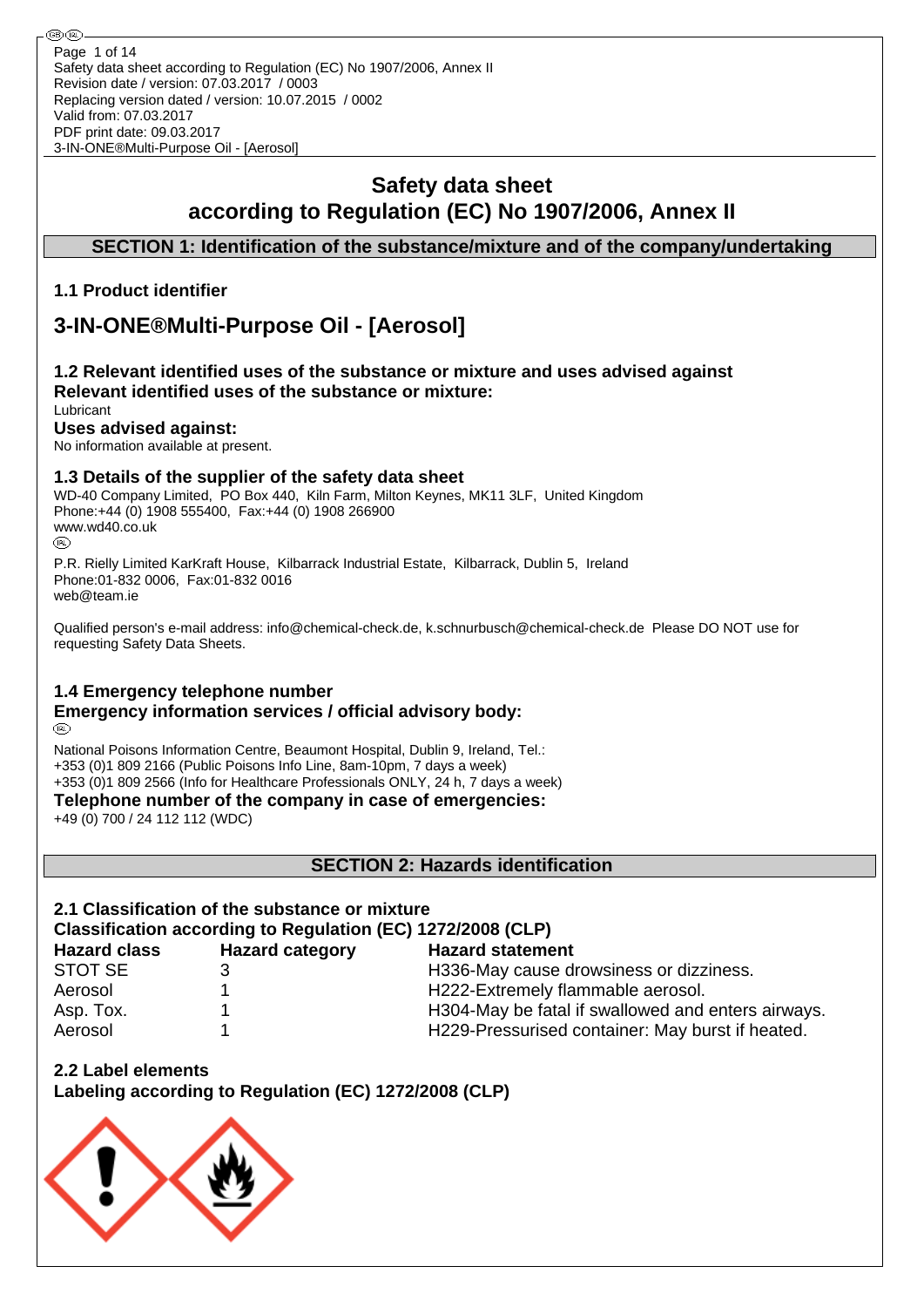Safety data sheet according to Regulation (EC) No 1907/2006, Annex II
Revision date / version: 07.03.2017 / 0003
Replacing version dated / version: 10.07.2015 / 0002
Valid from: 07.03.2017
PDF print date: 09.03.2017
3-IN-ONE®Multi-Purpose Oil - [Aerosol]

# Safety data sheet
# according to Regulation (EC) No 1907/2006, Annex II

## SECTION 1: Identification of the substance/mixture and of the company/undertaking

### 1.1 Product identifier

## 3-IN-ONE®Multi-Purpose Oil - [Aerosol]

### 1.2 Relevant identified uses of the substance or mixture and uses advised against

**Relevant identified uses of the substance or mixture:**

Lubricant

**Uses advised against:**

No information available at present.

### 1.3 Details of the supplier of the safety data sheet

WD-40 Company Limited, PO Box 440, Kiln Farm, Milton Keynes, MK11 3LF, United Kingdom
Phone:+44 (0) 1908 555400, Fax:+44 (0) 1908 266900
www.wd40.co.uk

P.R. Rielly Limited KarKraft House, Kilbarrack Industrial Estate, Kilbarrack, Dublin 5, Ireland
Phone:01-832 0006, Fax:01-832 0016
web@team.ie

Qualified person's e-mail address: info@chemical-check.de, k.schnurbusch@chemical-check.de Please DO NOT use for requesting Safety Data Sheets.

### 1.4 Emergency telephone number

**Emergency information services / official advisory body:**

National Poisons Information Centre, Beaumont Hospital, Dublin 9, Ireland, Tel.:
+353 (0)1 809 2166 (Public Poisons Info Line, 8am-10pm, 7 days a week)
+353 (0)1 809 2566 (Info for Healthcare Professionals ONLY, 24 h, 7 days a week)

**Telephone number of the company in case of emergencies:**

+49 (0) 700 / 24 112 112 (WDC)

## SECTION 2: Hazards identification

### 2.1 Classification of the substance or mixture

**Classification according to Regulation (EC) 1272/2008 (CLP)**

| Hazard class | Hazard category | Hazard statement |
|---|---|---|
| STOT SE | 3 | H336-May cause drowsiness or dizziness. |
| Aerosol | 1 | H222-Extremely flammable aerosol. |
| Asp. Tox. | 1 | H304-May be fatal if swallowed and enters airways. |
| Aerosol | 1 | H229-Pressurised container: May burst if heated. |

### 2.2 Label elements

**Labeling according to Regulation (EC) 1272/2008 (CLP)**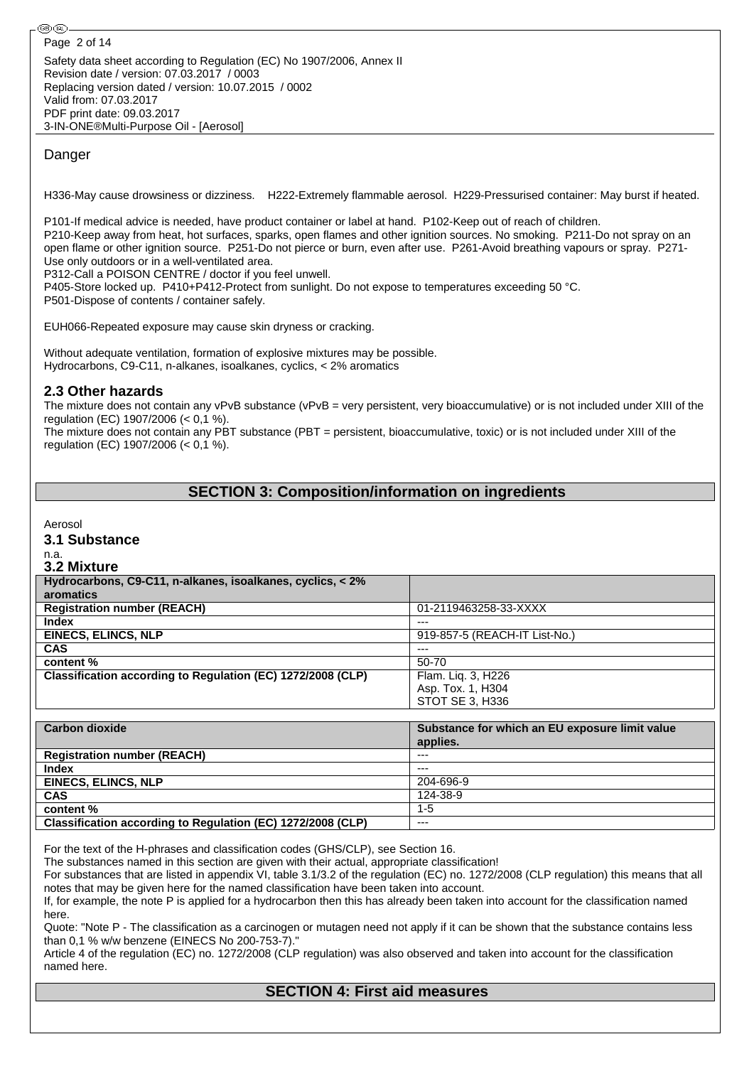Danger

H336-May cause drowsiness or dizziness. H222-Extremely flammable aerosol. H229-Pressurised container: May burst if heated.

P101-If medical advice is needed, have product container or label at hand. P102-Keep out of reach of children.
P210-Keep away from heat, hot surfaces, sparks, open flames and other ignition sources. No smoking. P211-Do not spray on an open flame or other ignition source. P251-Do not pierce or burn, even after use. P261-Avoid breathing vapours or spray. P271-Use only outdoors or in a well-ventilated area.
P312-Call a POISON CENTRE / doctor if you feel unwell.
P405-Store locked up. P410+P412-Protect from sunlight. Do not expose to temperatures exceeding 50 °C.
P501-Dispose of contents / container safely.

EUH066-Repeated exposure may cause skin dryness or cracking.

Without adequate ventilation, formation of explosive mixtures may be possible.
Hydrocarbons, C9-C11, n-alkanes, isoalkanes, cyclics, < 2% aromatics

### 2.3 Other hazards

The mixture does not contain any vPvB substance (vPvB = very persistent, very bioaccumulative) or is not included under XIII of the regulation (EC) 1907/2006 (< 0,1 %).
The mixture does not contain any PBT substance (PBT = persistent, bioaccumulative, toxic) or is not included under XIII of the regulation (EC) 1907/2006 (< 0,1 %).

## SECTION 3: Composition/information on ingredients

Aerosol

### 3.1 Substance

n.a.

### 3.2 Mixture

| Hydrocarbons, C9-C11, n-alkanes, isoalkanes, cyclics, < 2% aromatics | |
|---|---|
| **Registration number (REACH)** | 01-2119463258-33-XXXX |
| **Index** | --- |
| **EINECS, ELINCS, NLP** | 919-857-5 (REACH-IT List-No.) |
| **CAS** | --- |
| **content %** | 50-70 |
| **Classification according to Regulation (EC) 1272/2008 (CLP)** | Flam. Liq. 3, H226<br>Asp. Tox. 1, H304<br>STOT SE 3, H336 |

| Carbon dioxide | Substance for which an EU exposure limit value applies. |
|---|---|
| **Registration number (REACH)** | --- |
| **Index** | --- |
| **EINECS, ELINCS, NLP** | 204-696-9 |
| **CAS** | 124-38-9 |
| **content %** | 1-5 |
| **Classification according to Regulation (EC) 1272/2008 (CLP)** | --- |

For the text of the H-phrases and classification codes (GHS/CLP), see Section 16.
The substances named in this section are given with their actual, appropriate classification!
For substances that are listed in appendix VI, table 3.1/3.2 of the regulation (EC) no. 1272/2008 (CLP regulation) this means that all notes that may be given here for the named classification have been taken into account.
If, for example, the note P is applied for a hydrocarbon then this has already been taken into account for the classification named here.
Quote: "Note P - The classification as a carcinogen or mutagen need not apply if it can be shown that the substance contains less than 0,1 % w/w benzene (EINECS No 200-753-7)."
Article 4 of the regulation (EC) no. 1272/2008 (CLP regulation) was also observed and taken into account for the classification named here.

## SECTION 4: First aid measures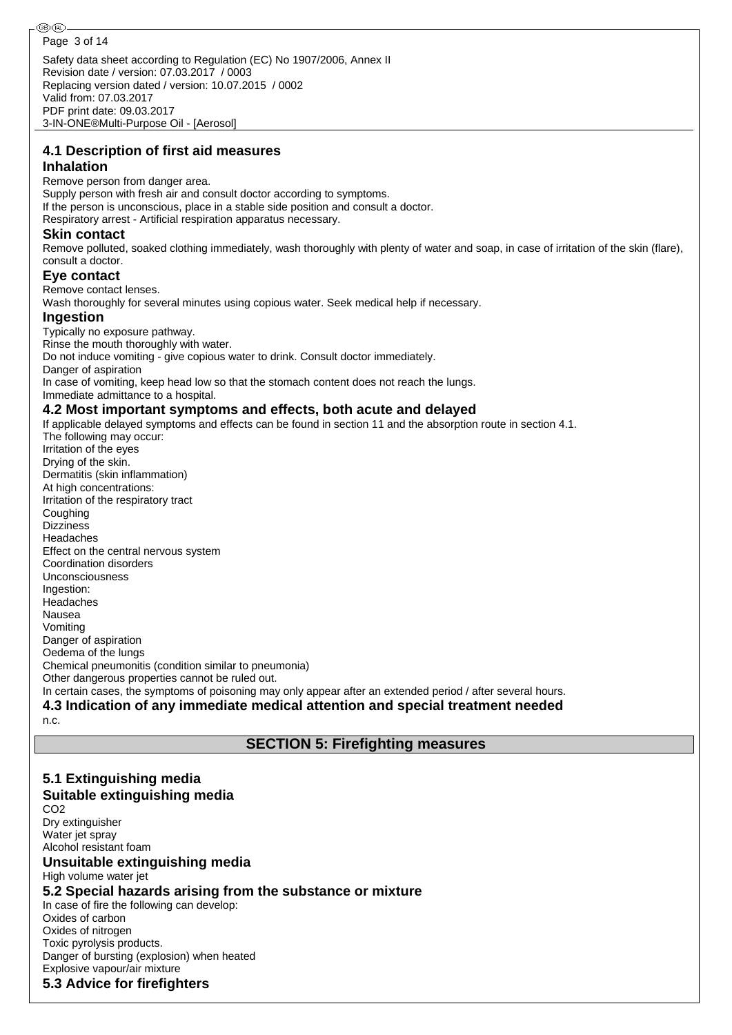## 4.1 Description of first aid measures

### Inhalation

Remove person from danger area.
Supply person with fresh air and consult doctor according to symptoms.
If the person is unconscious, place in a stable side position and consult a doctor.
Respiratory arrest - Artificial respiration apparatus necessary.

### Skin contact

Remove polluted, soaked clothing immediately, wash thoroughly with plenty of water and soap, in case of irritation of the skin (flare), consult a doctor.

### Eye contact

Remove contact lenses.
Wash thoroughly for several minutes using copious water. Seek medical help if necessary.

### Ingestion

Typically no exposure pathway.
Rinse the mouth thoroughly with water.
Do not induce vomiting - give copious water to drink. Consult doctor immediately.
Danger of aspiration
In case of vomiting, keep head low so that the stomach content does not reach the lungs.
Immediate admittance to a hospital.

## 4.2 Most important symptoms and effects, both acute and delayed

If applicable delayed symptoms and effects can be found in section 11 and the absorption route in section 4.1.
The following may occur:
Irritation of the eyes
Drying of the skin.
Dermatitis (skin inflammation)
At high concentrations:
Irritation of the respiratory tract
Coughing
Dizziness
Headaches
Effect on the central nervous system
Coordination disorders
Unconsciousness
Ingestion:
Headaches
Nausea
Vomiting
Danger of aspiration
Oedema of the lungs
Chemical pneumonitis (condition similar to pneumonia)
Other dangerous properties cannot be ruled out.
In certain cases, the symptoms of poisoning may only appear after an extended period / after several hours.

## 4.3 Indication of any immediate medical attention and special treatment needed

n.c.

# SECTION 5: Firefighting measures

## 5.1 Extinguishing media

### Suitable extinguishing media

$CO_2$
Dry extinguisher
Water jet spray
Alcohol resistant foam

### Unsuitable extinguishing media

High volume water jet

## 5.2 Special hazards arising from the substance or mixture

In case of fire the following can develop:
Oxides of carbon
Oxides of nitrogen
Toxic pyrolysis products.
Danger of bursting (explosion) when heated
Explosive vapour/air mixture

## 5.3 Advice for firefighters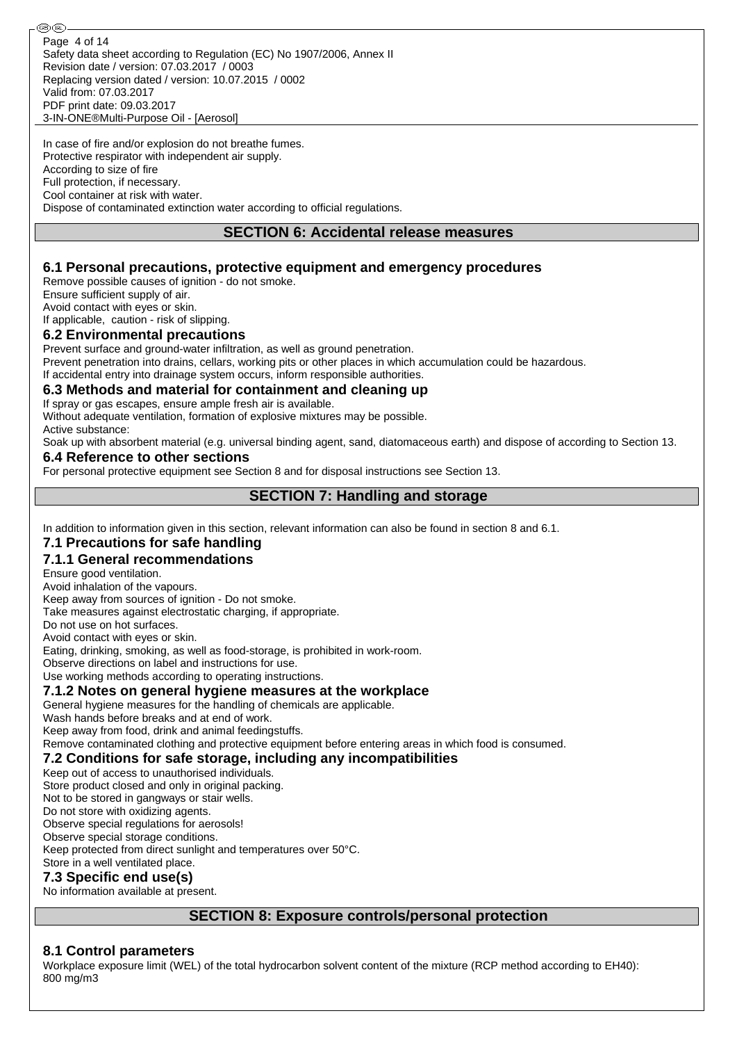In case of fire and/or explosion do not breathe fumes.
Protective respirator with independent air supply.
According to size of fire
Full protection, if necessary.
Cool container at risk with water.
Dispose of contaminated extinction water according to official regulations.

## SECTION 6: Accidental release measures

### 6.1 Personal precautions, protective equipment and emergency procedures

Remove possible causes of ignition - do not smoke.
Ensure sufficient supply of air.
Avoid contact with eyes or skin.
If applicable, caution - risk of slipping.

### 6.2 Environmental precautions

Prevent surface and ground-water infiltration, as well as ground penetration.
Prevent penetration into drains, cellars, working pits or other places in which accumulation could be hazardous.
If accidental entry into drainage system occurs, inform responsible authorities.

### 6.3 Methods and material for containment and cleaning up

If spray or gas escapes, ensure ample fresh air is available.
Without adequate ventilation, formation of explosive mixtures may be possible.
Active substance:
Soak up with absorbent material (e.g. universal binding agent, sand, diatomaceous earth) and dispose of according to Section 13.

### 6.4 Reference to other sections

For personal protective equipment see Section 8 and for disposal instructions see Section 13.

## SECTION 7: Handling and storage

In addition to information given in this section, relevant information can also be found in section 8 and 6.1.

### 7.1 Precautions for safe handling

### 7.1.1 General recommendations

Ensure good ventilation.
Avoid inhalation of the vapours.
Keep away from sources of ignition - Do not smoke.
Take measures against electrostatic charging, if appropriate.
Do not use on hot surfaces.
Avoid contact with eyes or skin.
Eating, drinking, smoking, as well as food-storage, is prohibited in work-room.
Observe directions on label and instructions for use.
Use working methods according to operating instructions.

### 7.1.2 Notes on general hygiene measures at the workplace

General hygiene measures for the handling of chemicals are applicable.
Wash hands before breaks and at end of work.
Keep away from food, drink and animal feedingstuffs.
Remove contaminated clothing and protective equipment before entering areas in which food is consumed.

### 7.2 Conditions for safe storage, including any incompatibilities

Keep out of access to unauthorised individuals.
Store product closed and only in original packing.
Not to be stored in gangways or stair wells.
Do not store with oxidizing agents.
Observe special regulations for aerosols!
Observe special storage conditions.
Keep protected from direct sunlight and temperatures over 50°C.
Store in a well ventilated place.

### 7.3 Specific end use(s)

No information available at present.

## SECTION 8: Exposure controls/personal protection

### 8.1 Control parameters

Workplace exposure limit (WEL) of the total hydrocarbon solvent content of the mixture (RCP method according to EH40): 800 mg/m3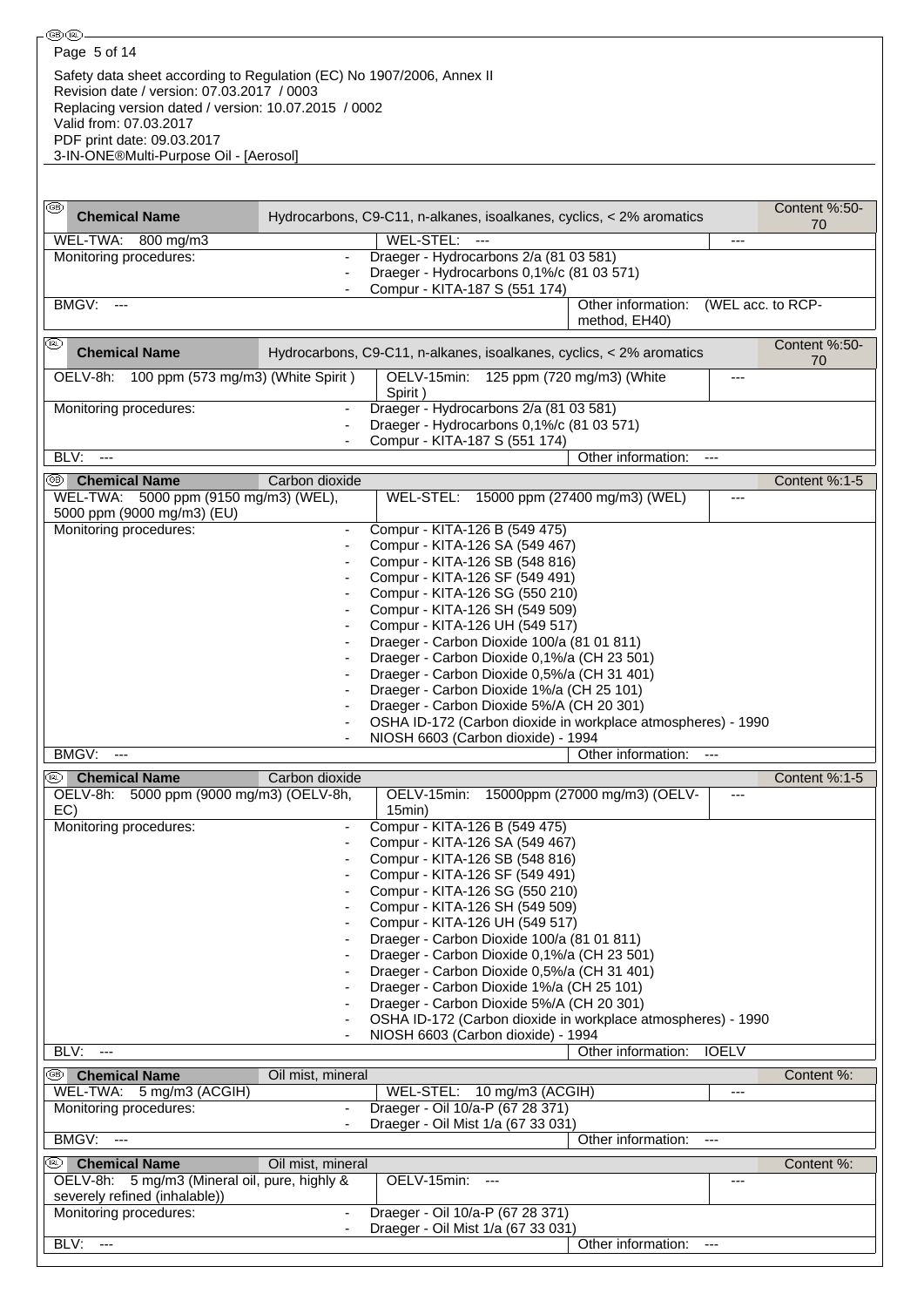Safety data sheet according to Regulation (EC) No 1907/2006, Annex II
Revision date / version: 07.03.2017 / 0003
Replacing version dated / version: 10.07.2015 / 0002
Valid from: 07.03.2017
PDF print date: 09.03.2017
3-IN-ONE®Multi-Purpose Oil - [Aerosol]

| (GB) **Chemical Name** | Hydrocarbons, C9-C11, n-alkanes, isoalkanes, cyclics, < 2% aromatics | | Content %:50-70 |
|---|---|---|---|
| WEL-TWA: 800 mg/m3 | WEL-STEL: --- | --- | |
| Monitoring procedures: | - Draeger - Hydrocarbons 2/a (81 03 581)<br>- Draeger - Hydrocarbons 0,1%/c (81 03 571)<br>- Compur - KITA-187 S (551 174) | | |
| BMGV: --- | | Other information: | (WEL acc. to RCP-method, EH40) |

| (IRL) **Chemical Name** | Hydrocarbons, C9-C11, n-alkanes, isoalkanes, cyclics, < 2% aromatics | | Content %:50-70 |
|---|---|---|---|
| OELV-8h: 100 ppm (573 mg/m3) (White Spirit ) | OELV-15min: 125 ppm (720 mg/m3) (White Spirit ) | --- | |
| Monitoring procedures: | - Draeger - Hydrocarbons 2/a (81 03 581)<br>- Draeger - Hydrocarbons 0,1%/c (81 03 571)<br>- Compur - KITA-187 S (551 174) | | |
| BLV: --- | | Other information: | --- |

| (GB) **Chemical Name** | Carbon dioxide | | Content %:1-5 |
|---|---|---|---|
| WEL-TWA: 5000 ppm (9150 mg/m3) (WEL), 5000 ppm (9000 mg/m3) (EU) | WEL-STEL: 15000 ppm (27400 mg/m3) (WEL) | --- | |
| Monitoring procedures: | - Compur - KITA-126 B (549 475)<br>- Compur - KITA-126 SA (549 467)<br>- Compur - KITA-126 SB (548 816)<br>- Compur - KITA-126 SF (549 491)<br>- Compur - KITA-126 SG (550 210)<br>- Compur - KITA-126 SH (549 509)<br>- Compur - KITA-126 UH (549 517)<br>- Draeger - Carbon Dioxide 100/a (81 01 811)<br>- Draeger - Carbon Dioxide 0,1%/a (CH 23 501)<br>- Draeger - Carbon Dioxide 0,5%/a (CH 31 401)<br>- Draeger - Carbon Dioxide 1%/a (CH 25 101)<br>- Draeger - Carbon Dioxide 5%/A (CH 20 301)<br>- OSHA ID-172 (Carbon dioxide in workplace atmospheres) - 1990<br>- NIOSH 6603 (Carbon dioxide) - 1994 | | |
| BMGV: --- | | Other information: | --- |

| (IRL) **Chemical Name** | Carbon dioxide | | Content %:1-5 |
|---|---|---|---|
| OELV-8h: 5000 ppm (9000 mg/m3) (OELV-8h, EC) | OELV-15min: 15000ppm (27000 mg/m3) (OELV-15min) | --- | |
| Monitoring procedures: | - Compur - KITA-126 B (549 475)<br>- Compur - KITA-126 SA (549 467)<br>- Compur - KITA-126 SB (548 816)<br>- Compur - KITA-126 SF (549 491)<br>- Compur - KITA-126 SG (550 210)<br>- Compur - KITA-126 SH (549 509)<br>- Compur - KITA-126 UH (549 517)<br>- Draeger - Carbon Dioxide 100/a (81 01 811)<br>- Draeger - Carbon Dioxide 0,1%/a (CH 23 501)<br>- Draeger - Carbon Dioxide 0,5%/a (CH 31 401)<br>- Draeger - Carbon Dioxide 1%/a (CH 25 101)<br>- Draeger - Carbon Dioxide 5%/A (CH 20 301)<br>- OSHA ID-172 (Carbon dioxide in workplace atmospheres) - 1990<br>- NIOSH 6603 (Carbon dioxide) - 1994 | | |
| BLV: --- | | Other information: | IOELV |

| (GB) **Chemical Name** | Oil mist, mineral | | Content %: |
|---|---|---|---|
| WEL-TWA: 5 mg/m3 (ACGIH) | WEL-STEL: 10 mg/m3 (ACGIH) | --- | |
| Monitoring procedures: | - Draeger - Oil 10/a-P (67 28 371)<br>- Draeger - Oil Mist 1/a (67 33 031) | | |
| BMGV: --- | | Other information: | --- |

| (IRL) **Chemical Name** | Oil mist, mineral | | Content %: |
|---|---|---|---|
| OELV-8h: 5 mg/m3 (Mineral oil, pure, highly & severely refined (inhalable)) | OELV-15min: --- | --- | |
| Monitoring procedures: | - Draeger - Oil 10/a-P (67 28 371)<br>- Draeger - Oil Mist 1/a (67 33 031) | | |
| BLV: --- | | Other information: | --- |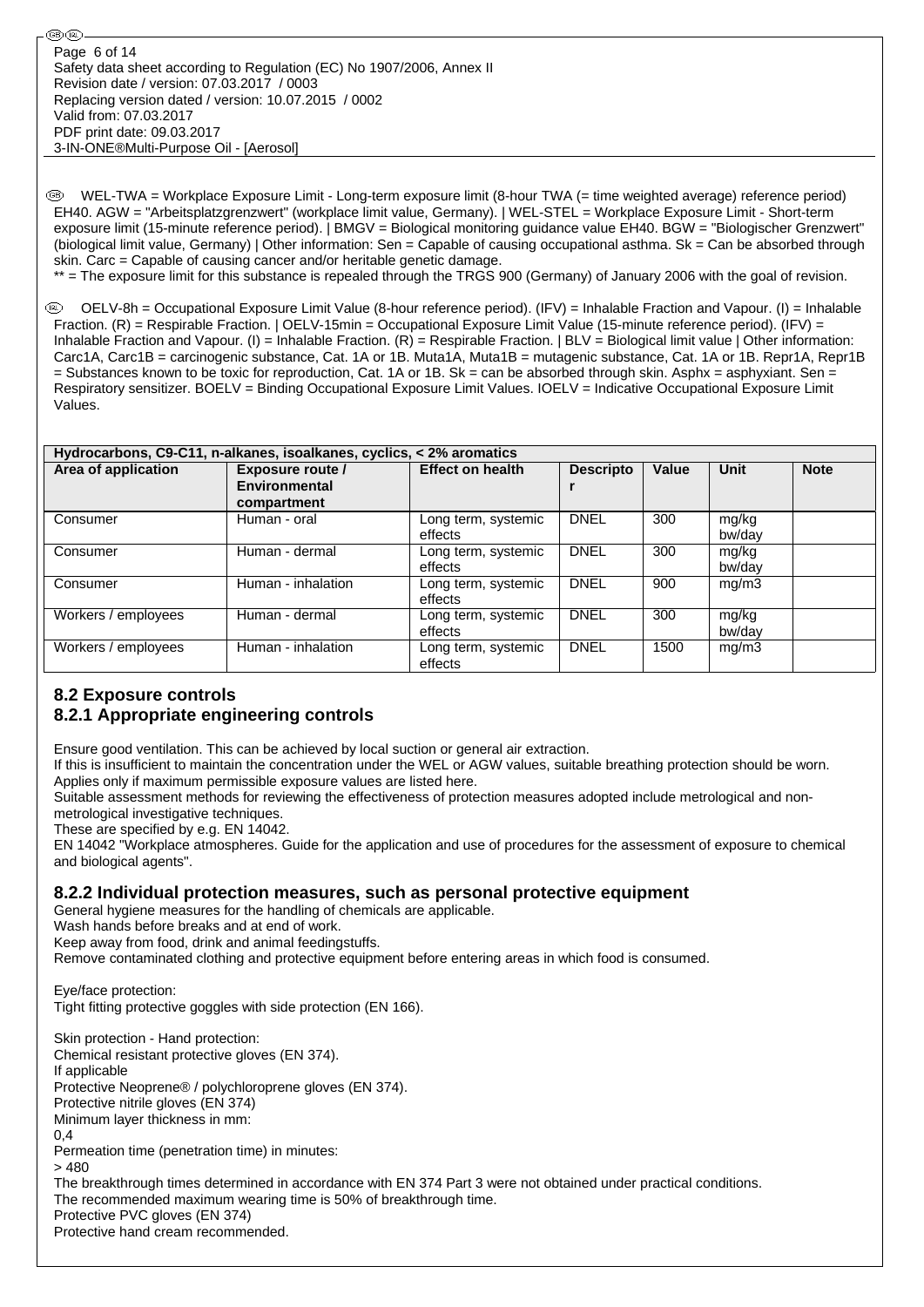WEL-TWA = Workplace Exposure Limit - Long-term exposure limit (8-hour TWA (= time weighted average) reference period) EH40. AGW = "Arbeitsplatzgrenzwert" (workplace limit value, Germany). | WEL-STEL = Workplace Exposure Limit - Short-term exposure limit (15-minute reference period). | BMGV = Biological monitoring guidance value EH40. BGW = "Biologischer Grenzwert" (biological limit value, Germany) | Other information: Sen = Capable of causing occupational asthma. Sk = Can be absorbed through skin. Carc = Capable of causing cancer and/or heritable genetic damage.

** = The exposure limit for this substance is repealed through the TRGS 900 (Germany) of January 2006 with the goal of revision.

OELV-8h = Occupational Exposure Limit Value (8-hour reference period). (IFV) = Inhalable Fraction and Vapour. (I) = Inhalable Fraction. (R) = Respirable Fraction. | OELV-15min = Occupational Exposure Limit Value (15-minute reference period). (IFV) = Inhalable Fraction and Vapour. (I) = Inhalable Fraction. (R) = Respirable Fraction. | BLV = Biological limit value | Other information: Carc1A, Carc1B = carcinogenic substance, Cat. 1A or 1B. Muta1A, Muta1B = mutagenic substance, Cat. 1A or 1B. Repr1A, Repr1B = Substances known to be toxic for reproduction, Cat. 1A or 1B. Sk = can be absorbed through skin. Asphx = asphyxiant. Sen = Respiratory sensitizer. BOELV = Binding Occupational Exposure Limit Values. IOELV = Indicative Occupational Exposure Limit Values.

| Hydrocarbons, C9-C11, n-alkanes, isoalkanes, cyclics, < 2% aromatics | | | | | | |
|---|---|---|---|---|---|---|
| **Area of application** | **Exposure route / Environmental compartment** | **Effect on health** | **Descriptor** | **Value** | **Unit** | **Note** |
| Consumer | Human - oral | Long term, systemic effects | DNEL | 300 | mg/kg bw/day | |
| Consumer | Human - dermal | Long term, systemic effects | DNEL | 300 | mg/kg bw/day | |
| Consumer | Human - inhalation | Long term, systemic effects | DNEL | 900 | mg/m3 | |
| Workers / employees | Human - dermal | Long term, systemic effects | DNEL | 300 | mg/kg bw/day | |
| Workers / employees | Human - inhalation | Long term, systemic effects | DNEL | 1500 | mg/m3 | |

## 8.2 Exposure controls

### 8.2.1 Appropriate engineering controls

Ensure good ventilation. This can be achieved by local suction or general air extraction.
If this is insufficient to maintain the concentration under the WEL or AGW values, suitable breathing protection should be worn. Applies only if maximum permissible exposure values are listed here.
Suitable assessment methods for reviewing the effectiveness of protection measures adopted include metrological and non-metrological investigative techniques.
These are specified by e.g. EN 14042.
EN 14042 "Workplace atmospheres. Guide for the application and use of procedures for the assessment of exposure to chemical and biological agents".

### 8.2.2 Individual protection measures, such as personal protective equipment

General hygiene measures for the handling of chemicals are applicable.
Wash hands before breaks and at end of work.
Keep away from food, drink and animal feedingstuffs.
Remove contaminated clothing and protective equipment before entering areas in which food is consumed.

Eye/face protection:
Tight fitting protective goggles with side protection (EN 166).

Skin protection - Hand protection:
Chemical resistant protective gloves (EN 374).
If applicable
Protective Neoprene® / polychloroprene gloves (EN 374).
Protective nitrile gloves (EN 374)
Minimum layer thickness in mm:
0,4
Permeation time (penetration time) in minutes:
> 480
The breakthrough times determined in accordance with EN 374 Part 3 were not obtained under practical conditions.
The recommended maximum wearing time is 50% of breakthrough time.
Protective PVC gloves (EN 374)
Protective hand cream recommended.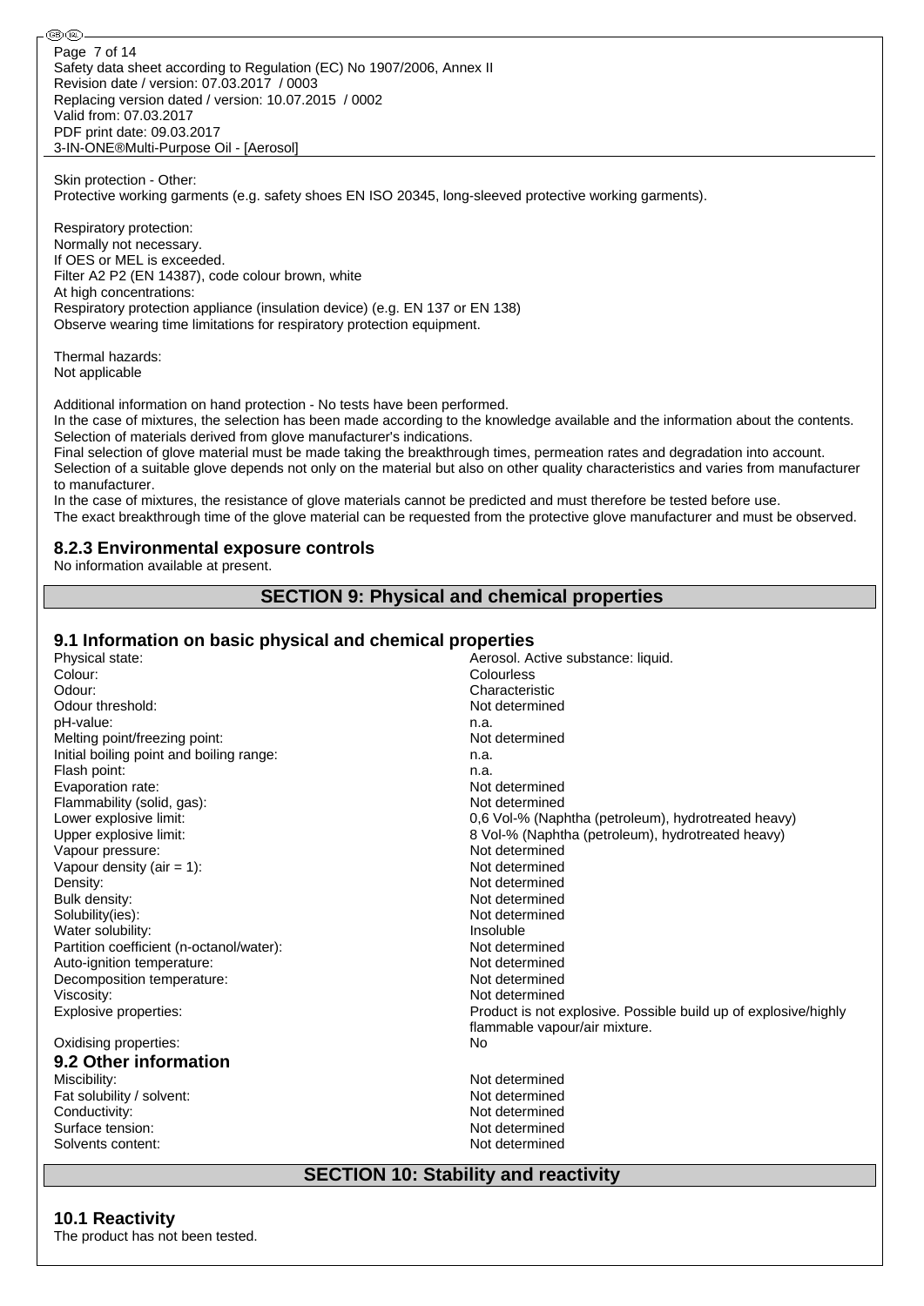Skin protection - Other:
Protective working garments (e.g. safety shoes EN ISO 20345, long-sleeved protective working garments).

Respiratory protection:
Normally not necessary.
If OES or MEL is exceeded.
Filter A2 P2 (EN 14387), code colour brown, white
At high concentrations:
Respiratory protection appliance (insulation device) (e.g. EN 137 or EN 138)
Observe wearing time limitations for respiratory protection equipment.

Thermal hazards:
Not applicable

Additional information on hand protection - No tests have been performed.
In the case of mixtures, the selection has been made according to the knowledge available and the information about the contents.
Selection of materials derived from glove manufacturer's indications.
Final selection of glove material must be made taking the breakthrough times, permeation rates and degradation into account.
Selection of a suitable glove depends not only on the material but also on other quality characteristics and varies from manufacturer to manufacturer.
In the case of mixtures, the resistance of glove materials cannot be predicted and must therefore be tested before use.
The exact breakthrough time of the glove material can be requested from the protective glove manufacturer and must be observed.

### 8.2.3 Environmental exposure controls

No information available at present.

## SECTION 9: Physical and chemical properties

### 9.1 Information on basic physical and chemical properties

| | |
|---|---|
| Physical state: | Aerosol. Active substance: liquid. |
| Colour: | Colourless |
| Odour: | Characteristic |
| Odour threshold: | Not determined |
| pH-value: | n.a. |
| Melting point/freezing point: | Not determined |
| Initial boiling point and boiling range: | n.a. |
| Flash point: | n.a. |
| Evaporation rate: | Not determined |
| Flammability (solid, gas): | Not determined |
| Lower explosive limit: | 0,6 Vol-% (Naphtha (petroleum), hydrotreated heavy) |
| Upper explosive limit: | 8 Vol-% (Naphtha (petroleum), hydrotreated heavy) |
| Vapour pressure: | Not determined |
| Vapour density (air = 1): | Not determined |
| Density: | Not determined |
| Bulk density: | Not determined |
| Solubility(ies): | Not determined |
| Water solubility: | Insoluble |
| Partition coefficient (n-octanol/water): | Not determined |
| Auto-ignition temperature: | Not determined |
| Decomposition temperature: | Not determined |
| Viscosity: | Not determined |
| Explosive properties: | Product is not explosive. Possible build up of explosive/highly flammable vapour/air mixture. |
| Oxidising properties: | No |

### 9.2 Other information

| | |
|---|---|
| Miscibility: | Not determined |
| Fat solubility / solvent: | Not determined |
| Conductivity: | Not determined |
| Surface tension: | Not determined |
| Solvents content: | Not determined |

## SECTION 10: Stability and reactivity

### 10.1 Reactivity

The product has not been tested.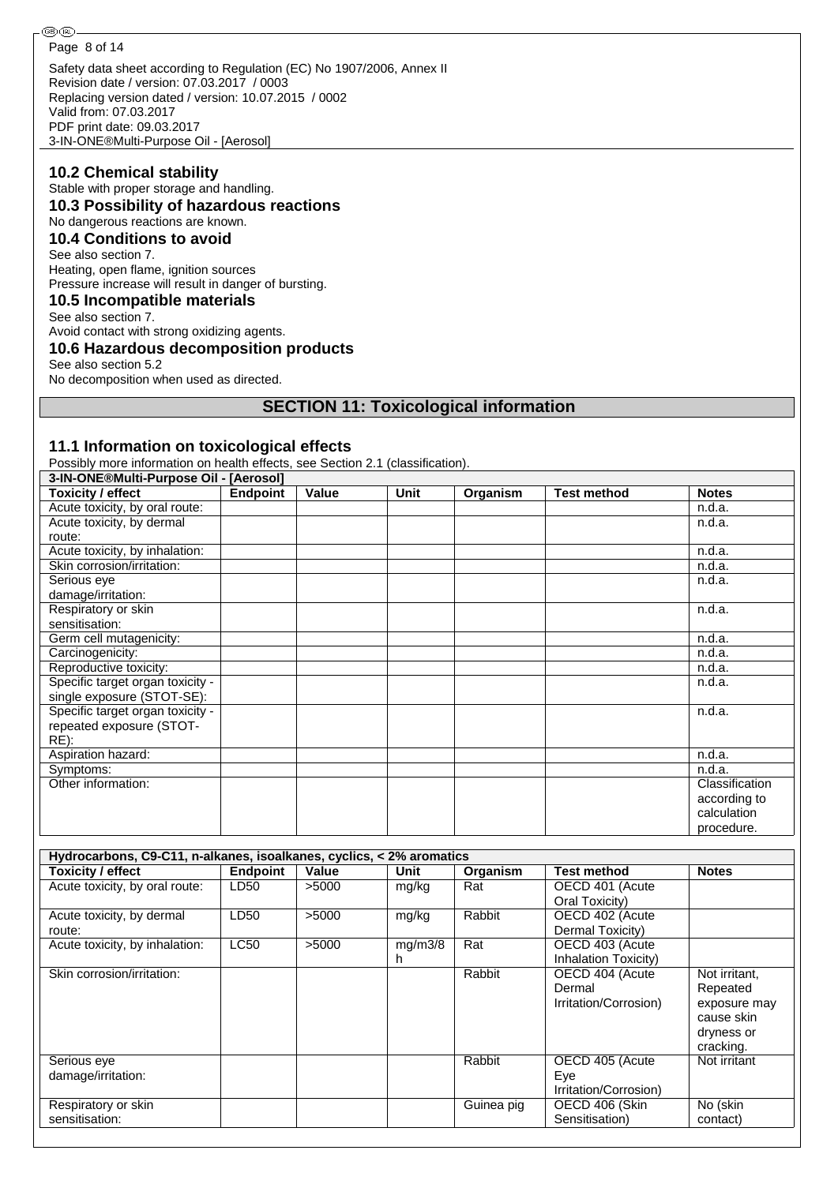### 10.2 Chemical stability

Stable with proper storage and handling.

### 10.3 Possibility of hazardous reactions

No dangerous reactions are known.

### 10.4 Conditions to avoid

See also section 7.
Heating, open flame, ignition sources
Pressure increase will result in danger of bursting.

### 10.5 Incompatible materials

See also section 7.
Avoid contact with strong oxidizing agents.

### 10.6 Hazardous decomposition products

See also section 5.2
No decomposition when used as directed.

## SECTION 11: Toxicological information

### 11.1 Information on toxicological effects

Possibly more information on health effects, see Section 2.1 (classification).

| 3-IN-ONE®Multi-Purpose Oil - [Aerosol] | | | | | | |
|---|---|---|---|---|---|---|
| **Toxicity / effect** | **Endpoint** | **Value** | **Unit** | **Organism** | **Test method** | **Notes** |
| Acute toxicity, by oral route: | | | | | | n.d.a. |
| Acute toxicity, by dermal route: | | | | | | n.d.a. |
| Acute toxicity, by inhalation: | | | | | | n.d.a. |
| Skin corrosion/irritation: | | | | | | n.d.a. |
| Serious eye damage/irritation: | | | | | | n.d.a. |
| Respiratory or skin sensitisation: | | | | | | n.d.a. |
| Germ cell mutagenicity: | | | | | | n.d.a. |
| Carcinogenicity: | | | | | | n.d.a. |
| Reproductive toxicity: | | | | | | n.d.a. |
| Specific target organ toxicity - single exposure (STOT-SE): | | | | | | n.d.a. |
| Specific target organ toxicity - repeated exposure (STOT-RE): | | | | | | n.d.a. |
| Aspiration hazard: | | | | | | n.d.a. |
| Symptoms: | | | | | | n.d.a. |
| Other information: | | | | | | Classification according to calculation procedure. |

| Hydrocarbons, C9-C11, n-alkanes, isoalkanes, cyclics, < 2% aromatics | | | | | | |
|---|---|---|---|---|---|---|
| **Toxicity / effect** | **Endpoint** | **Value** | **Unit** | **Organism** | **Test method** | **Notes** |
| Acute toxicity, by oral route: | LD50 | >5000 | mg/kg | Rat | OECD 401 (Acute Oral Toxicity) | |
| Acute toxicity, by dermal route: | LD50 | >5000 | mg/kg | Rabbit | OECD 402 (Acute Dermal Toxicity) | |
| Acute toxicity, by inhalation: | LC50 | >5000 | mg/m3/8h | Rat | OECD 403 (Acute Inhalation Toxicity) | |
| Skin corrosion/irritation: | | | | Rabbit | OECD 404 (Acute Dermal Irritation/Corrosion) | Not irritant, Repeated exposure may cause skin dryness or cracking. |
| Serious eye damage/irritation: | | | | Rabbit | OECD 405 (Acute Eye Irritation/Corrosion) | Not irritant |
| Respiratory or skin sensitisation: | | | | Guinea pig | OECD 406 (Skin Sensitisation) | No (skin contact) |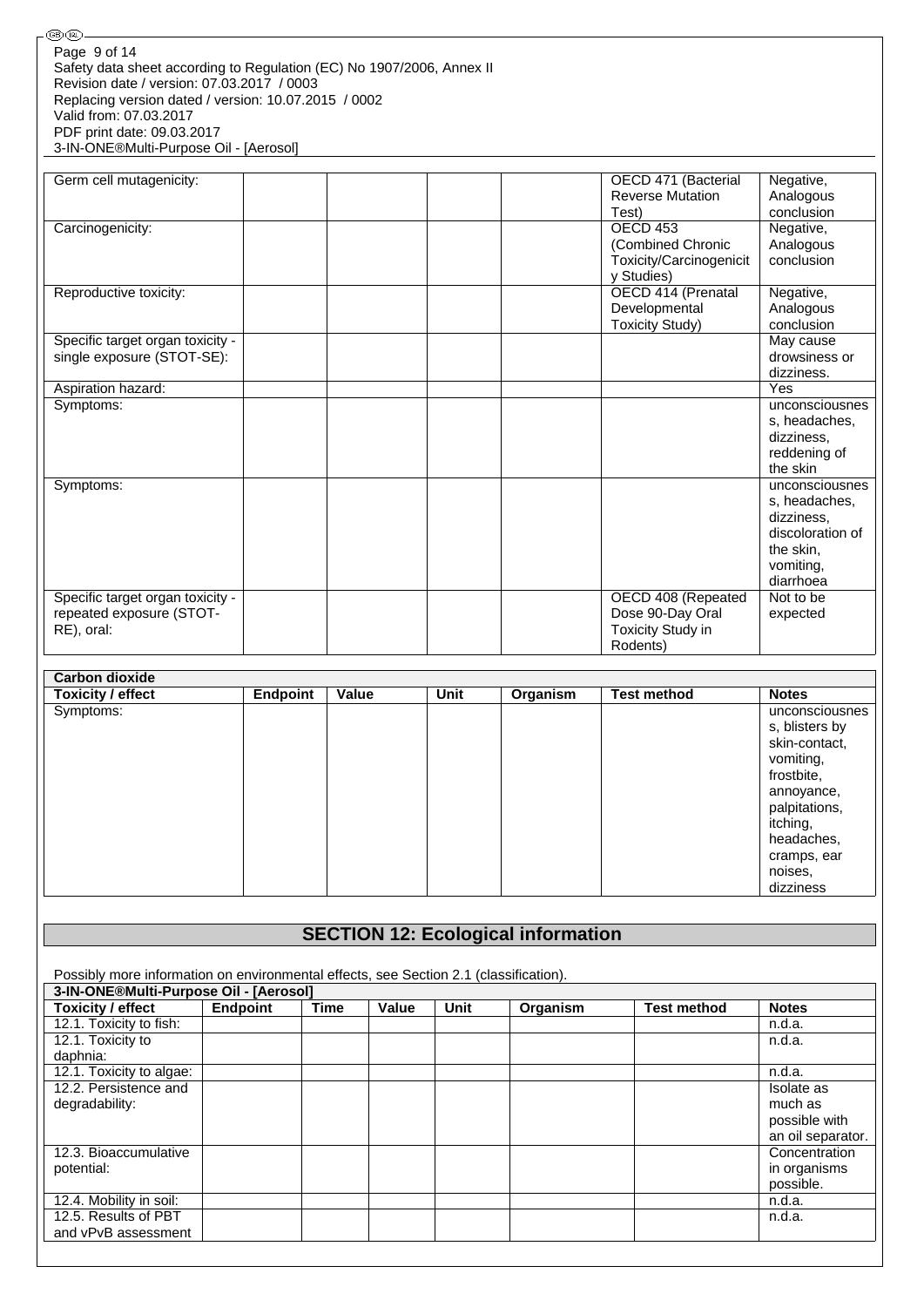| Toxicity / effect | Endpoint | Value | Unit | Organism | Test method | Notes |
|---|---|---|---|---|---|---|
| Germ cell mutagenicity: | | | | | OECD 471 (Bacterial Reverse Mutation Test) | Negative, Analogous conclusion |
| Carcinogenicity: | | | | | OECD 453 (Combined Chronic Toxicity/Carcinogenicity Studies) | Negative, Analogous conclusion |
| Reproductive toxicity: | | | | | OECD 414 (Prenatal Developmental Toxicity Study) | Negative, Analogous conclusion |
| Specific target organ toxicity - single exposure (STOT-SE): | | | | | | May cause drowsiness or dizziness. |
| Aspiration hazard: | | | | | | Yes |
| Symptoms: | | | | | | unconsciousness, headaches, dizziness, reddening of the skin |
| Symptoms: | | | | | | unconsciousness, headaches, dizziness, discoloration of the skin, vomiting, diarrhoea |
| Specific target organ toxicity - repeated exposure (STOT-RE), oral: | | | | | OECD 408 (Repeated Dose 90-Day Oral Toxicity Study in Rodents) | Not to be expected |

| Carbon dioxide | | | | | | |
|---|---|---|---|---|---|---|
| **Toxicity / effect** | **Endpoint** | **Value** | **Unit** | **Organism** | **Test method** | **Notes** |
| Symptoms: | | | | | | unconsciousness, blisters by skin-contact, vomiting, frostbite, annoyance, palpitations, itching, headaches, cramps, ear noises, dizziness |

## SECTION 12: Ecological information

Possibly more information on environmental effects, see Section 2.1 (classification).

| 3-IN-ONE®Multi-Purpose Oil - [Aerosol] | | | | | | | |
|---|---|---|---|---|---|---|---|
| **Toxicity / effect** | **Endpoint** | **Time** | **Value** | **Unit** | **Organism** | **Test method** | **Notes** |
| 12.1. Toxicity to fish: | | | | | | | n.d.a. |
| 12.1. Toxicity to daphnia: | | | | | | | n.d.a. |
| 12.1. Toxicity to algae: | | | | | | | n.d.a. |
| 12.2. Persistence and degradability: | | | | | | | Isolate as much as possible with an oil separator. |
| 12.3. Bioaccumulative potential: | | | | | | | Concentration in organisms possible. |
| 12.4. Mobility in soil: | | | | | | | n.d.a. |
| 12.5. Results of PBT and vPvB assessment | | | | | | | n.d.a. |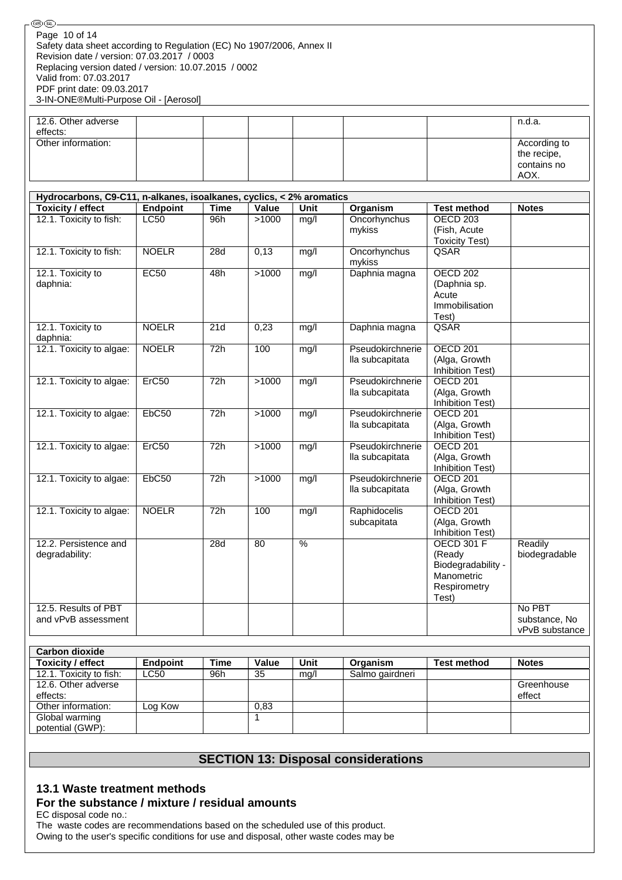| | | | | | | | |
|---|---|---|---|---|---|---|---|
| 12.6. Other adverse effects: | | | | | | | n.d.a. |
| Other information: | | | | | | | According to the recipe, contains no AOX. |

| Hydrocarbons, C9-C11, n-alkanes, isoalkanes, cyclics, < 2% aromatics | | | | | | | |
|---|---|---|---|---|---|---|---|
| **Toxicity / effect** | **Endpoint** | **Time** | **Value** | **Unit** | **Organism** | **Test method** | **Notes** |
| 12.1. Toxicity to fish: | LC50 | 96h | >1000 | mg/l | Oncorhynchus mykiss | OECD 203 (Fish, Acute Toxicity Test) | |
| 12.1. Toxicity to fish: | NOELR | 28d | 0,13 | mg/l | Oncorhynchus mykiss | QSAR | |
| 12.1. Toxicity to daphnia: | EC50 | 48h | >1000 | mg/l | Daphnia magna | OECD 202 (Daphnia sp. Acute Immobilisation Test) | |
| 12.1. Toxicity to daphnia: | NOELR | 21d | 0,23 | mg/l | Daphnia magna | QSAR | |
| 12.1. Toxicity to algae: | NOELR | 72h | 100 | mg/l | Pseudokirchneriella subcapitata | OECD 201 (Alga, Growth Inhibition Test) | |
| 12.1. Toxicity to algae: | ErC50 | 72h | >1000 | mg/l | Pseudokirchneriella subcapitata | OECD 201 (Alga, Growth Inhibition Test) | |
| 12.1. Toxicity to algae: | EbC50 | 72h | >1000 | mg/l | Pseudokirchneriella subcapitata | OECD 201 (Alga, Growth Inhibition Test) | |
| 12.1. Toxicity to algae: | ErC50 | 72h | >1000 | mg/l | Pseudokirchneriella subcapitata | OECD 201 (Alga, Growth Inhibition Test) | |
| 12.1. Toxicity to algae: | EbC50 | 72h | >1000 | mg/l | Pseudokirchneriella subcapitata | OECD 201 (Alga, Growth Inhibition Test) | |
| 12.1. Toxicity to algae: | NOELR | 72h | 100 | mg/l | Raphidocelis subcapitata | OECD 201 (Alga, Growth Inhibition Test) | |
| 12.2. Persistence and degradability: | | 28d | 80 | % | | OECD 301 F (Ready Biodegradability - Manometric Respirometry Test) | Readily biodegradable |
| 12.5. Results of PBT and vPvB assessment | | | | | | | No PBT substance, No vPvB substance |

| Carbon dioxide | | | | | | | |
|---|---|---|---|---|---|---|---|
| **Toxicity / effect** | **Endpoint** | **Time** | **Value** | **Unit** | **Organism** | **Test method** | **Notes** |
| 12.1. Toxicity to fish: | LC50 | 96h | 35 | mg/l | Salmo gairdneri | | |
| 12.6. Other adverse effects: | | | | | | | Greenhouse effect |
| Other information: | Log Kow | | 0,83 | | | | |
| Global warming potential (GWP): | | | 1 | | | | |

## SECTION 13: Disposal considerations

### 13.1 Waste treatment methods

### For the substance / mixture / residual amounts

EC disposal code no.:

The waste codes are recommendations based on the scheduled use of this product.

Owing to the user's specific conditions for use and disposal, other waste codes may be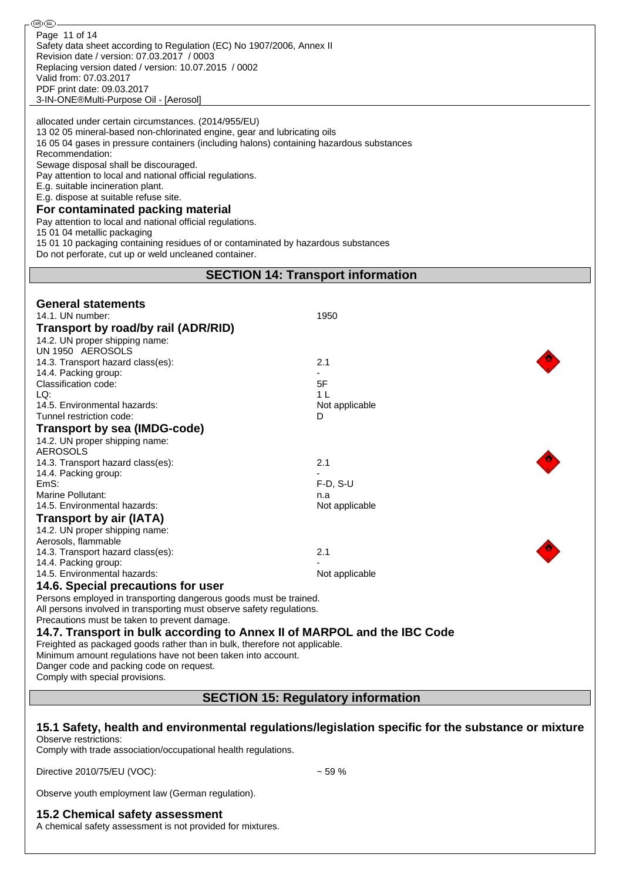allocated under certain circumstances. (2014/955/EU)
13 02 05 mineral-based non-chlorinated engine, gear and lubricating oils
16 05 04 gases in pressure containers (including halons) containing hazardous substances
Recommendation:
Sewage disposal shall be discouraged.
Pay attention to local and national official regulations.
E.g. suitable incineration plant.
E.g. dispose at suitable refuse site.

### For contaminated packing material

Pay attention to local and national official regulations.
15 01 04 metallic packaging
15 01 10 packaging containing residues of or contaminated by hazardous substances
Do not perforate, cut up or weld uncleaned container.

## SECTION 14: Transport information

### General statements

| | |
|---|---|
| 14.1. UN number: | 1950 |

### Transport by road/by rail (ADR/RID)

| | |
|---|---|
| 14.2. UN proper shipping name: UN 1950 AEROSOLS | |
| 14.3. Transport hazard class(es): | 2.1 |
| 14.4. Packing group: | - |
| Classification code: | 5F |
| LQ: | 1 L |
| 14.5. Environmental hazards: | Not applicable |
| Tunnel restriction code: | D |

### Transport by sea (IMDG-code)

| | |
|---|---|
| 14.2. UN proper shipping name: AEROSOLS | |
| 14.3. Transport hazard class(es): | 2.1 |
| 14.4. Packing group: | - |
| EmS: | F-D, S-U |
| Marine Pollutant: | n.a |
| 14.5. Environmental hazards: | Not applicable |

### Transport by air (IATA)

| | |
|---|---|
| 14.2. UN proper shipping name: Aerosols, flammable | |
| 14.3. Transport hazard class(es): | 2.1 |
| 14.4. Packing group: | - |
| 14.5. Environmental hazards: | Not applicable |

### 14.6. Special precautions for user

Persons employed in transporting dangerous goods must be trained.
All persons involved in transporting must observe safety regulations.
Precautions must be taken to prevent damage.

### 14.7. Transport in bulk according to Annex II of MARPOL and the IBC Code

Freighted as packaged goods rather than in bulk, therefore not applicable.
Minimum amount regulations have not been taken into account.
Danger code and packing code on request.
Comply with special provisions.

## SECTION 15: Regulatory information

### 15.1 Safety, health and environmental regulations/legislation specific for the substance or mixture

Observe restrictions:
Comply with trade association/occupational health regulations.

Directive 2010/75/EU (VOC): ~ 59 %

Observe youth employment law (German regulation).

### 15.2 Chemical safety assessment

A chemical safety assessment is not provided for mixtures.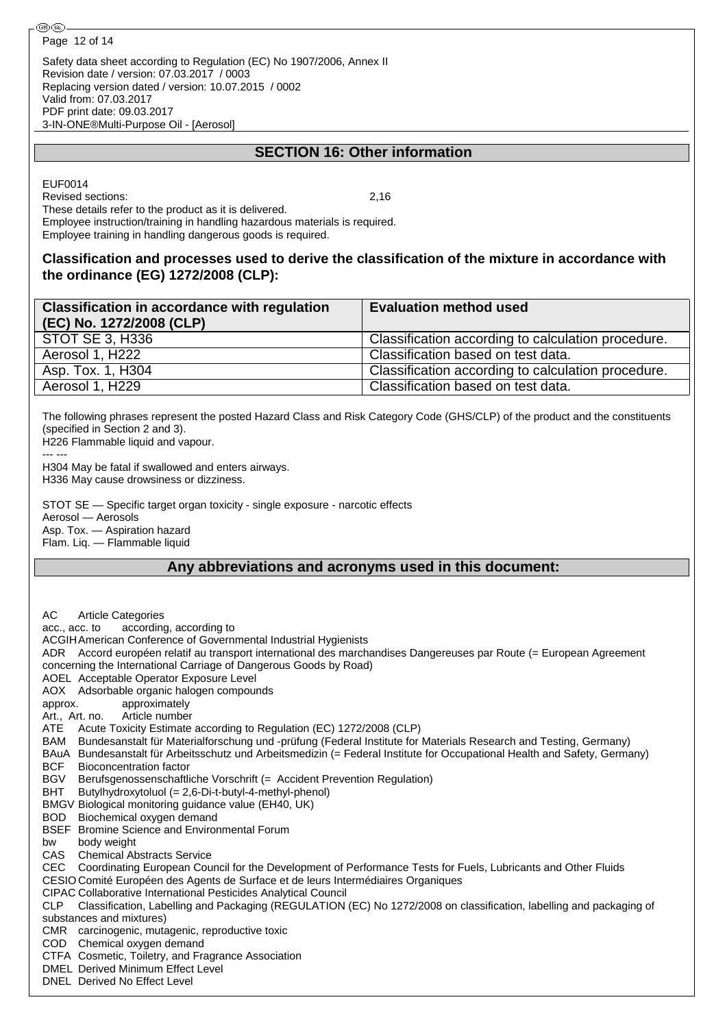## SECTION 16: Other information

EUF0014
Revised sections: 2,16
These details refer to the product as it is delivered.
Employee instruction/training in handling hazardous materials is required.
Employee training in handling dangerous goods is required.

### Classification and processes used to derive the classification of the mixture in accordance with the ordinance (EG) 1272/2008 (CLP):

| Classification in accordance with regulation (EC) No. 1272/2008 (CLP) | Evaluation method used |
|---|---|
| STOT SE 3, H336 | Classification according to calculation procedure. |
| Aerosol 1, H222 | Classification based on test data. |
| Asp. Tox. 1, H304 | Classification according to calculation procedure. |
| Aerosol 1, H229 | Classification based on test data. |

The following phrases represent the posted Hazard Class and Risk Category Code (GHS/CLP) of the product and the constituents (specified in Section 2 and 3).
H226 Flammable liquid and vapour.
--- ---
H304 May be fatal if swallowed and enters airways.
H336 May cause drowsiness or dizziness.

STOT SE — Specific target organ toxicity - single exposure - narcotic effects
Aerosol — Aerosols
Asp. Tox. — Aspiration hazard
Flam. Liq. — Flammable liquid

## Any abbreviations and acronyms used in this document:

AC Article Categories
acc., acc. to according, according to
ACGIH American Conference of Governmental Industrial Hygienists
ADR Accord européen relatif au transport international des marchandises Dangereuses par Route (= European Agreement concerning the International Carriage of Dangerous Goods by Road)
AOEL Acceptable Operator Exposure Level
AOX Adsorbable organic halogen compounds
approx. approximately
Art., Art. no. Article number
ATE Acute Toxicity Estimate according to Regulation (EC) 1272/2008 (CLP)
BAM Bundesanstalt für Materialforschung und -prüfung (Federal Institute for Materials Research and Testing, Germany)
BAuA Bundesanstalt für Arbeitsschutz und Arbeitsmedizin (= Federal Institute for Occupational Health and Safety, Germany)
BCF Bioconcentration factor
BGV Berufsgenossenschaftliche Vorschrift (= Accident Prevention Regulation)
BHT Butylhydroxytoluol (= 2,6-Di-t-butyl-4-methyl-phenol)
BMGV Biological monitoring guidance value (EH40, UK)
BOD Biochemical oxygen demand
BSEF Bromine Science and Environmental Forum
bw body weight
CAS Chemical Abstracts Service
CEC Coordinating European Council for the Development of Performance Tests for Fuels, Lubricants and Other Fluids
CESIO Comité Européen des Agents de Surface et de leurs Intermédiaires Organiques
CIPAC Collaborative International Pesticides Analytical Council
CLP Classification, Labelling and Packaging (REGULATION (EC) No 1272/2008 on classification, labelling and packaging of substances and mixtures)
CMR carcinogenic, mutagenic, reproductive toxic
COD Chemical oxygen demand
CTFA Cosmetic, Toiletry, and Fragrance Association
DMEL Derived Minimum Effect Level
DNEL Derived No Effect Level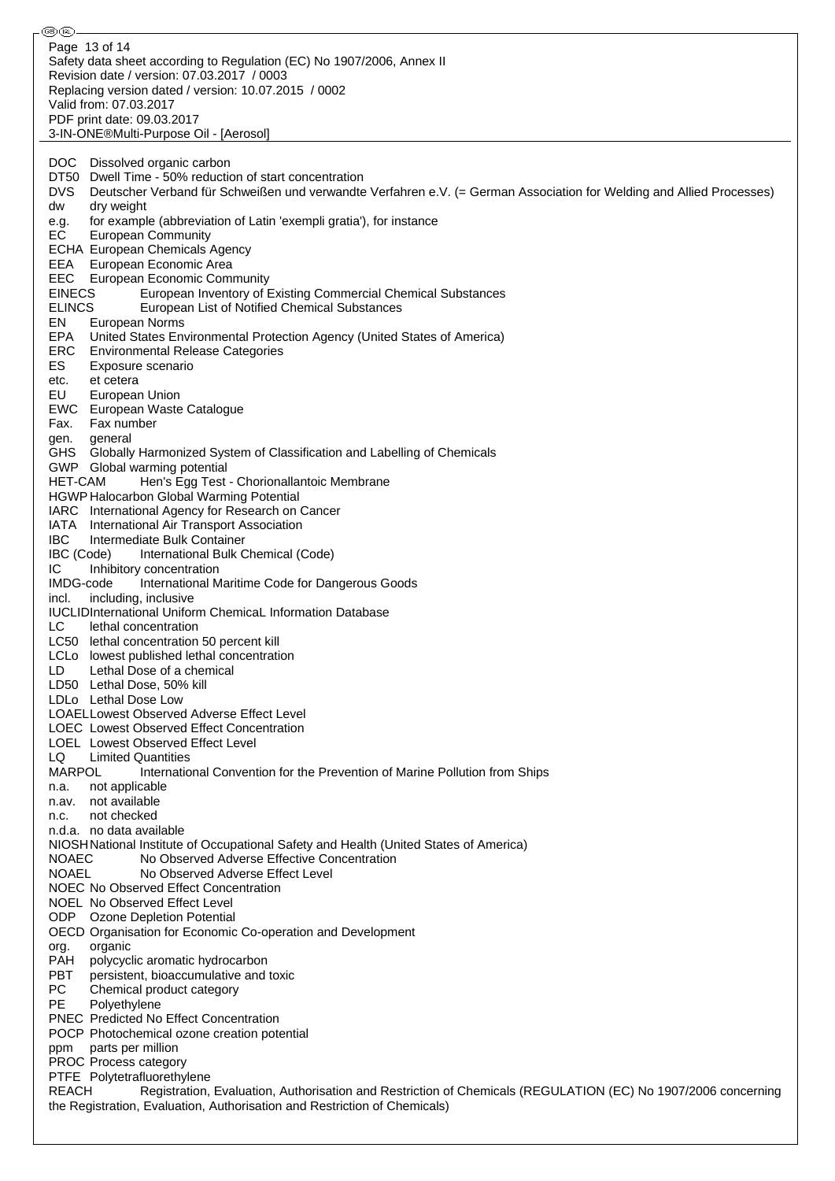DOC Dissolved organic carbon
DT50 Dwell Time - 50% reduction of start concentration
DVS Deutscher Verband für Schweißen und verwandte Verfahren e.V. (= German Association for Welding and Allied Processes)
dw dry weight
e.g. for example (abbreviation of Latin 'exempli gratia'), for instance
EC European Community
ECHA European Chemicals Agency
EEA European Economic Area
EEC European Economic Community
EINECS European Inventory of Existing Commercial Chemical Substances
ELINCS European List of Notified Chemical Substances
EN European Norms
EPA United States Environmental Protection Agency (United States of America)
ERC Environmental Release Categories
ES Exposure scenario
etc. et cetera
EU European Union
EWC European Waste Catalogue
Fax. Fax number
gen. general
GHS Globally Harmonized System of Classification and Labelling of Chemicals
GWP Global warming potential
HET-CAM Hen's Egg Test - Chorionallantoic Membrane
HGWP Halocarbon Global Warming Potential
IARC International Agency for Research on Cancer
IATA International Air Transport Association
IBC Intermediate Bulk Container
IBC (Code) International Bulk Chemical (Code)
IC Inhibitory concentration
IMDG-code International Maritime Code for Dangerous Goods
incl. including, inclusive
IUCLID International Uniform ChemicaL Information Database
LC lethal concentration
LC50 lethal concentration 50 percent kill
LCLo lowest published lethal concentration
LD Lethal Dose of a chemical
LD50 Lethal Dose, 50% kill
LDLo Lethal Dose Low
LOAEL Lowest Observed Adverse Effect Level
LOEC Lowest Observed Effect Concentration
LOEL Lowest Observed Effect Level
LQ Limited Quantities
MARPOL International Convention for the Prevention of Marine Pollution from Ships
n.a. not applicable
n.av. not available
n.c. not checked
n.d.a. no data available
NIOSH National Institute of Occupational Safety and Health (United States of America)
NOAEC No Observed Adverse Effective Concentration
NOAEL No Observed Adverse Effect Level
NOEC No Observed Effect Concentration
NOEL No Observed Effect Level
ODP Ozone Depletion Potential
OECD Organisation for Economic Co-operation and Development
org. organic
PAH polycyclic aromatic hydrocarbon
PBT persistent, bioaccumulative and toxic
PC Chemical product category
PE Polyethylene
PNEC Predicted No Effect Concentration
POCP Photochemical ozone creation potential
ppm parts per million
PROC Process category
PTFE Polytetrafluorethylene
REACH Registration, Evaluation, Authorisation and Restriction of Chemicals (REGULATION (EC) No 1907/2006 concerning the Registration, Evaluation, Authorisation and Restriction of Chemicals)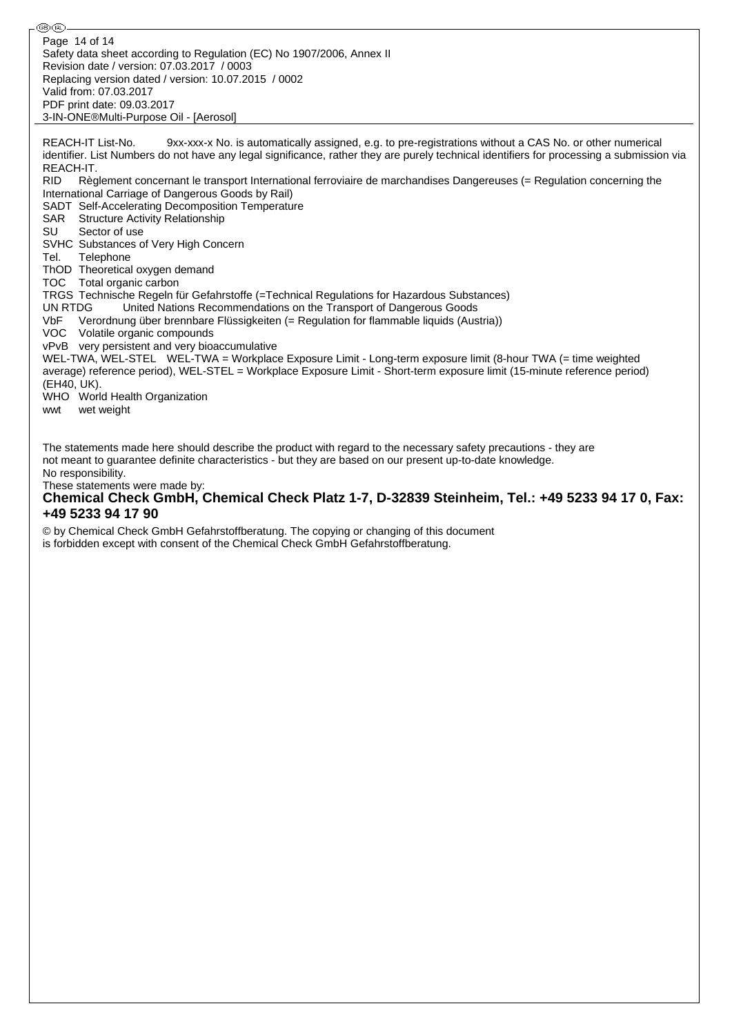REACH-IT List-No. 9xx-xxx-x No. is automatically assigned, e.g. to pre-registrations without a CAS No. or other numerical identifier. List Numbers do not have any legal significance, rather they are purely technical identifiers for processing a submission via REACH-IT.
RID Règlement concernant le transport International ferroviaire de marchandises Dangereuses (= Regulation concerning the International Carriage of Dangerous Goods by Rail)
SADT Self-Accelerating Decomposition Temperature
SAR Structure Activity Relationship
SU Sector of use
SVHC Substances of Very High Concern
Tel. Telephone
ThOD Theoretical oxygen demand
TOC Total organic carbon
TRGS Technische Regeln für Gefahrstoffe (=Technical Regulations for Hazardous Substances)
UN RTDG United Nations Recommendations on the Transport of Dangerous Goods
VbF Verordnung über brennbare Flüssigkeiten (= Regulation for flammable liquids (Austria))
VOC Volatile organic compounds
vPvB very persistent and very bioaccumulative
WEL-TWA, WEL-STEL WEL-TWA = Workplace Exposure Limit - Long-term exposure limit (8-hour TWA (= time weighted average) reference period), WEL-STEL = Workplace Exposure Limit - Short-term exposure limit (15-minute reference period) (EH40, UK).
WHO World Health Organization
wwt wet weight

The statements made here should describe the product with regard to the necessary safety precautions - they are not meant to guarantee definite characteristics - but they are based on our present up-to-date knowledge.
No responsibility.
These statements were made by:

**Chemical Check GmbH, Chemical Check Platz 1-7, D-32839 Steinheim, Tel.: +49 5233 94 17 0, Fax: +49 5233 94 17 90**

© by Chemical Check GmbH Gefahrstoffberatung. The copying or changing of this document is forbidden except with consent of the Chemical Check GmbH Gefahrstoffberatung.